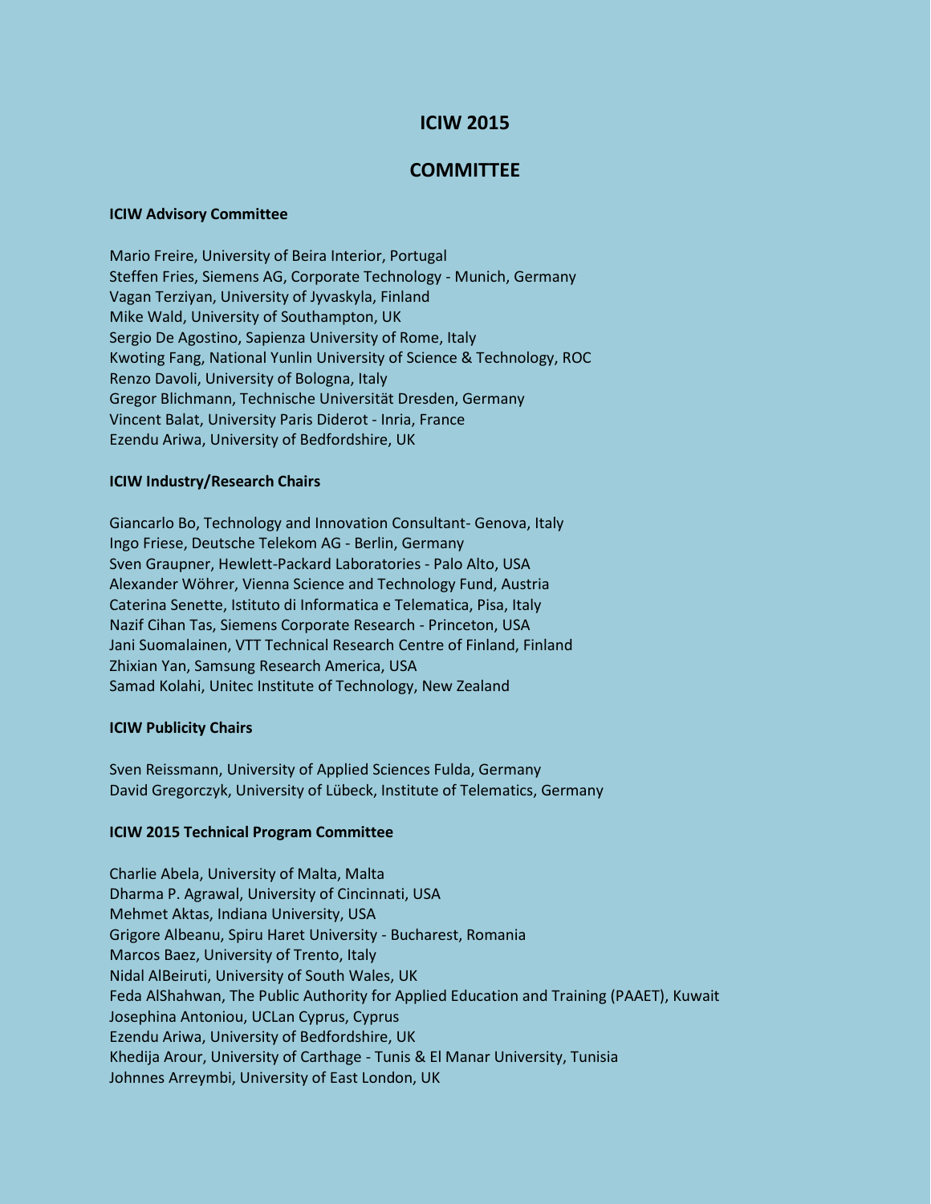# ICIW 2015

## COMMITTEE

### ICIW Advisory Committee

Mario Freire, University of Beira Interior, Portugal
Steffen Fries, Siemens AG, Corporate Technology - Munich, Germany
Vagan Terziyan, University of Jyvaskyla, Finland
Mike Wald, University of Southampton, UK
Sergio De Agostino, Sapienza University of Rome, Italy
Kwoting Fang, National Yunlin University of Science & Technology, ROC
Renzo Davoli, University of Bologna, Italy
Gregor Blichmann, Technische Universität Dresden, Germany
Vincent Balat, University Paris Diderot - Inria, France
Ezendu Ariwa, University of Bedfordshire, UK

### ICIW Industry/Research Chairs

Giancarlo Bo, Technology and Innovation Consultant- Genova, Italy
Ingo Friese, Deutsche Telekom AG - Berlin, Germany
Sven Graupner, Hewlett-Packard Laboratories - Palo Alto, USA
Alexander Wöhrer, Vienna Science and Technology Fund, Austria
Caterina Senette, Istituto di Informatica e Telematica, Pisa, Italy
Nazif Cihan Tas, Siemens Corporate Research - Princeton, USA
Jani Suomalainen, VTT Technical Research Centre of Finland, Finland
Zhixian Yan, Samsung Research America, USA
Samad Kolahi, Unitec Institute of Technology, New Zealand

### ICIW Publicity Chairs

Sven Reissmann, University of Applied Sciences Fulda, Germany
David Gregorczyk, University of Lübeck, Institute of Telematics, Germany

### ICIW 2015 Technical Program Committee

Charlie Abela, University of Malta, Malta
Dharma P. Agrawal, University of Cincinnati, USA
Mehmet Aktas, Indiana University, USA
Grigore Albeanu, Spiru Haret University - Bucharest, Romania
Marcos Baez, University of Trento, Italy
Nidal AlBeiruti, University of South Wales, UK
Feda AlShahwan, The Public Authority for Applied Education and Training (PAAET), Kuwait
Josephina Antoniou, UCLan Cyprus, Cyprus
Ezendu Ariwa, University of Bedfordshire, UK
Khedija Arour, University of Carthage - Tunis & El Manar University, Tunisia
Johnnes Arreymbi, University of East London, UK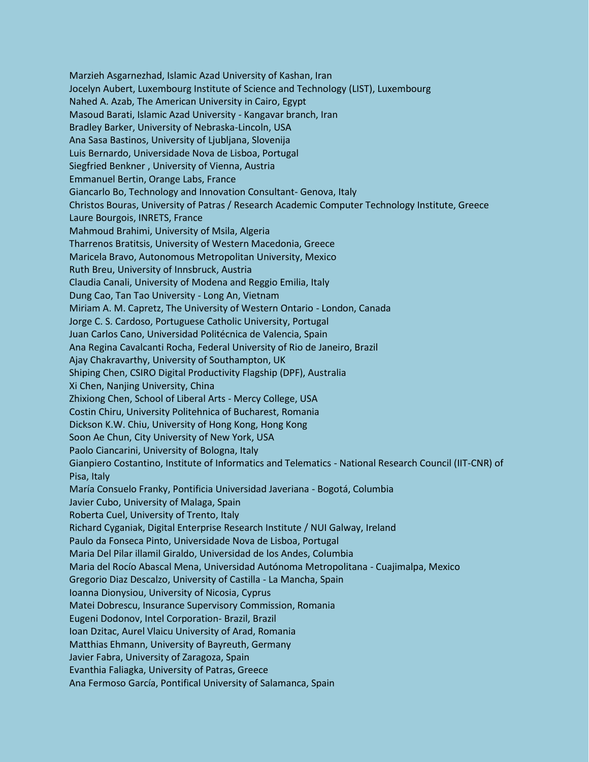Marzieh Asgarnezhad, Islamic Azad University of Kashan, Iran
Jocelyn Aubert, Luxembourg Institute of Science and Technology (LIST), Luxembourg
Nahed A. Azab, The American University in Cairo, Egypt
Masoud Barati, Islamic Azad University - Kangavar branch, Iran
Bradley Barker, University of Nebraska-Lincoln, USA
Ana Sasa Bastinos, University of Ljubljana, Slovenija
Luis Bernardo, Universidade Nova de Lisboa, Portugal
Siegfried Benkner , University of Vienna, Austria
Emmanuel Bertin, Orange Labs, France
Giancarlo Bo, Technology and Innovation Consultant- Genova, Italy
Christos Bouras, University of Patras / Research Academic Computer Technology Institute, Greece
Laure Bourgois, INRETS, France
Mahmoud Brahimi, University of Msila, Algeria
Tharrenos Bratitsis, University of Western Macedonia, Greece
Maricela Bravo, Autonomous Metropolitan University, Mexico
Ruth Breu, University of Innsbruck, Austria
Claudia Canali, University of Modena and Reggio Emilia, Italy
Dung Cao, Tan Tao University - Long An, Vietnam
Miriam A. M. Capretz, The University of Western Ontario - London, Canada
Jorge C. S. Cardoso, Portuguese Catholic University, Portugal
Juan Carlos Cano, Universidad Politécnica de Valencia, Spain
Ana Regina Cavalcanti Rocha, Federal University of Rio de Janeiro, Brazil
Ajay Chakravarthy, University of Southampton, UK
Shiping Chen, CSIRO Digital Productivity Flagship (DPF), Australia
Xi Chen, Nanjing University, China
Zhixiong Chen, School of Liberal Arts - Mercy College, USA
Costin Chiru, University Politehnica of Bucharest, Romania
Dickson K.W. Chiu, University of Hong Kong, Hong Kong
Soon Ae Chun, City University of New York, USA
Paolo Ciancarini, University of Bologna, Italy
Gianpiero Costantino, Institute of Informatics and Telematics - National Research Council (IIT-CNR) of Pisa, Italy
María Consuelo Franky, Pontificia Universidad Javeriana - Bogotá, Columbia
Javier Cubo, University of Malaga, Spain
Roberta Cuel, University of Trento, Italy
Richard Cyganiak, Digital Enterprise Research Institute / NUI Galway, Ireland
Paulo da Fonseca Pinto, Universidade Nova de Lisboa, Portugal
Maria Del Pilar illamil Giraldo, Universidad de los Andes, Columbia
Maria del Rocío Abascal Mena, Universidad Autónoma Metropolitana - Cuajimalpa, Mexico
Gregorio Diaz Descalzo, University of Castilla - La Mancha, Spain
Ioanna Dionysiou, University of Nicosia, Cyprus
Matei Dobrescu, Insurance Supervisory Commission, Romania
Eugeni Dodonov, Intel Corporation- Brazil, Brazil
Ioan Dzitac, Aurel Vlaicu University of Arad, Romania
Matthias Ehmann, University of Bayreuth, Germany
Javier Fabra, University of Zaragoza, Spain
Evanthia Faliagka, University of Patras, Greece
Ana Fermoso García, Pontifical University of Salamanca, Spain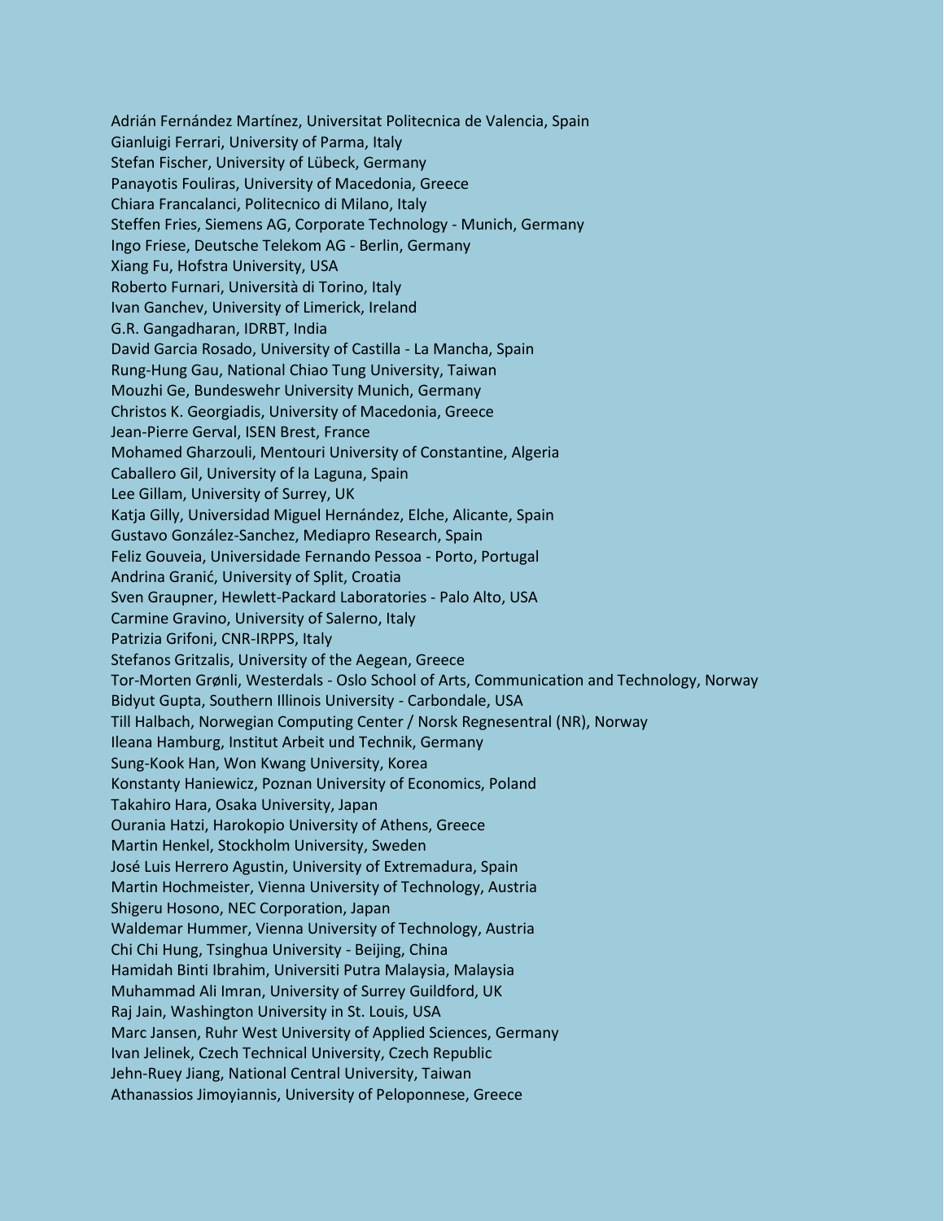Adrián Fernández Martínez, Universitat Politecnica de Valencia, Spain
Gianluigi Ferrari, University of Parma, Italy
Stefan Fischer, University of Lübeck, Germany
Panayotis Fouliras, University of Macedonia, Greece
Chiara Francalanci, Politecnico di Milano, Italy
Steffen Fries, Siemens AG, Corporate Technology - Munich, Germany
Ingo Friese, Deutsche Telekom AG - Berlin, Germany
Xiang Fu, Hofstra University, USA
Roberto Furnari, Università di Torino, Italy
Ivan Ganchev, University of Limerick, Ireland
G.R. Gangadharan, IDRBT, India
David Garcia Rosado, University of Castilla - La Mancha, Spain
Rung-Hung Gau, National Chiao Tung University, Taiwan
Mouzhi Ge, Bundeswehr University Munich, Germany
Christos K. Georgiadis, University of Macedonia, Greece
Jean-Pierre Gerval, ISEN Brest, France
Mohamed Gharzouli, Mentouri University of Constantine, Algeria
Caballero Gil, University of la Laguna, Spain
Lee Gillam, University of Surrey, UK
Katja Gilly, Universidad Miguel Hernández, Elche, Alicante, Spain
Gustavo González-Sanchez, Mediapro Research, Spain
Feliz Gouveia, Universidade Fernando Pessoa - Porto, Portugal
Andrina Granić, University of Split, Croatia
Sven Graupner, Hewlett-Packard Laboratories - Palo Alto, USA
Carmine Gravino, University of Salerno, Italy
Patrizia Grifoni, CNR-IRPPS, Italy
Stefanos Gritzalis, University of the Aegean, Greece
Tor-Morten Grønli, Westerdals - Oslo School of Arts, Communication and Technology, Norway
Bidyut Gupta, Southern Illinois University - Carbondale, USA
Till Halbach, Norwegian Computing Center / Norsk Regnesentral (NR), Norway
Ileana Hamburg, Institut Arbeit und Technik, Germany
Sung-Kook Han, Won Kwang University, Korea
Konstanty Haniewicz, Poznan University of Economics, Poland
Takahiro Hara, Osaka University, Japan
Ourania Hatzi, Harokopio University of Athens, Greece
Martin Henkel, Stockholm University, Sweden
José Luis Herrero Agustin, University of Extremadura, Spain
Martin Hochmeister, Vienna University of Technology, Austria
Shigeru Hosono, NEC Corporation, Japan
Waldemar Hummer, Vienna University of Technology, Austria
Chi Chi Hung, Tsinghua University - Beijing, China
Hamidah Binti Ibrahim, Universiti Putra Malaysia, Malaysia
Muhammad Ali Imran, University of Surrey Guildford, UK
Raj Jain, Washington University in St. Louis, USA
Marc Jansen, Ruhr West University of Applied Sciences, Germany
Ivan Jelinek, Czech Technical University, Czech Republic
Jehn-Ruey Jiang, National Central University, Taiwan
Athanassios Jimoyiannis, University of Peloponnese, Greece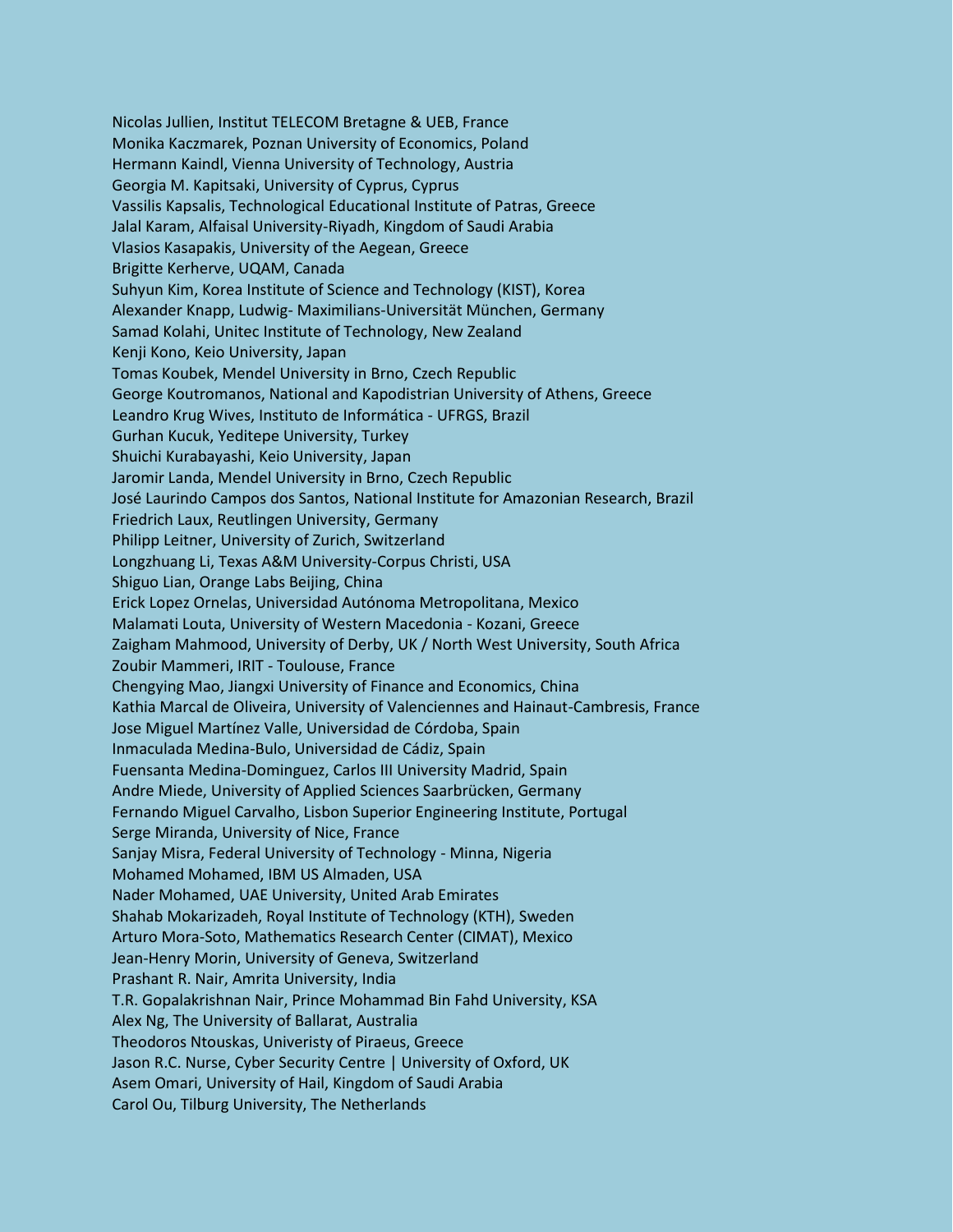Nicolas Jullien, Institut TELECOM Bretagne & UEB, France
Monika Kaczmarek, Poznan University of Economics, Poland
Hermann Kaindl, Vienna University of Technology, Austria
Georgia M. Kapitsaki, University of Cyprus, Cyprus
Vassilis Kapsalis, Technological Educational Institute of Patras, Greece
Jalal Karam, Alfaisal University-Riyadh, Kingdom of Saudi Arabia
Vlasios Kasapakis, University of the Aegean, Greece
Brigitte Kerherve, UQAM, Canada
Suhyun Kim, Korea Institute of Science and Technology (KIST), Korea
Alexander Knapp, Ludwig- Maximilians-Universität München, Germany
Samad Kolahi, Unitec Institute of Technology, New Zealand
Kenji Kono, Keio University, Japan
Tomas Koubek, Mendel University in Brno, Czech Republic
George Koutromanos, National and Kapodistrian University of Athens, Greece
Leandro Krug Wives, Instituto de Informática - UFRGS, Brazil
Gurhan Kucuk, Yeditepe University, Turkey
Shuichi Kurabayashi, Keio University, Japan
Jaromir Landa, Mendel University in Brno, Czech Republic
José Laurindo Campos dos Santos, National Institute for Amazonian Research, Brazil
Friedrich Laux, Reutlingen University, Germany
Philipp Leitner, University of Zurich, Switzerland
Longzhuang Li, Texas A&M University-Corpus Christi, USA
Shiguo Lian, Orange Labs Beijing, China
Erick Lopez Ornelas, Universidad Autónoma Metropolitana, Mexico
Malamati Louta, University of Western Macedonia - Kozani, Greece
Zaigham Mahmood, University of Derby, UK / North West University, South Africa
Zoubir Mammeri, IRIT - Toulouse, France
Chengying Mao, Jiangxi University of Finance and Economics, China
Kathia Marcal de Oliveira, University of Valenciennes and Hainaut-Cambresis, France
Jose Miguel Martínez Valle, Universidad de Córdoba, Spain
Inmaculada Medina-Bulo, Universidad de Cádiz, Spain
Fuensanta Medina-Dominguez, Carlos III University Madrid, Spain
Andre Miede, University of Applied Sciences Saarbrücken, Germany
Fernando Miguel Carvalho, Lisbon Superior Engineering Institute, Portugal
Serge Miranda, University of Nice, France
Sanjay Misra, Federal University of Technology - Minna, Nigeria
Mohamed Mohamed, IBM US Almaden, USA
Nader Mohamed, UAE University, United Arab Emirates
Shahab Mokarizadeh, Royal Institute of Technology (KTH), Sweden
Arturo Mora-Soto, Mathematics Research Center (CIMAT), Mexico
Jean-Henry Morin, University of Geneva, Switzerland
Prashant R. Nair, Amrita University, India
T.R. Gopalakrishnan Nair, Prince Mohammad Bin Fahd University, KSA
Alex Ng, The University of Ballarat, Australia
Theodoros Ntouskas, Univeristy of Piraeus, Greece
Jason R.C. Nurse, Cyber Security Centre | University of Oxford, UK
Asem Omari, University of Hail, Kingdom of Saudi Arabia
Carol Ou, Tilburg University, The Netherlands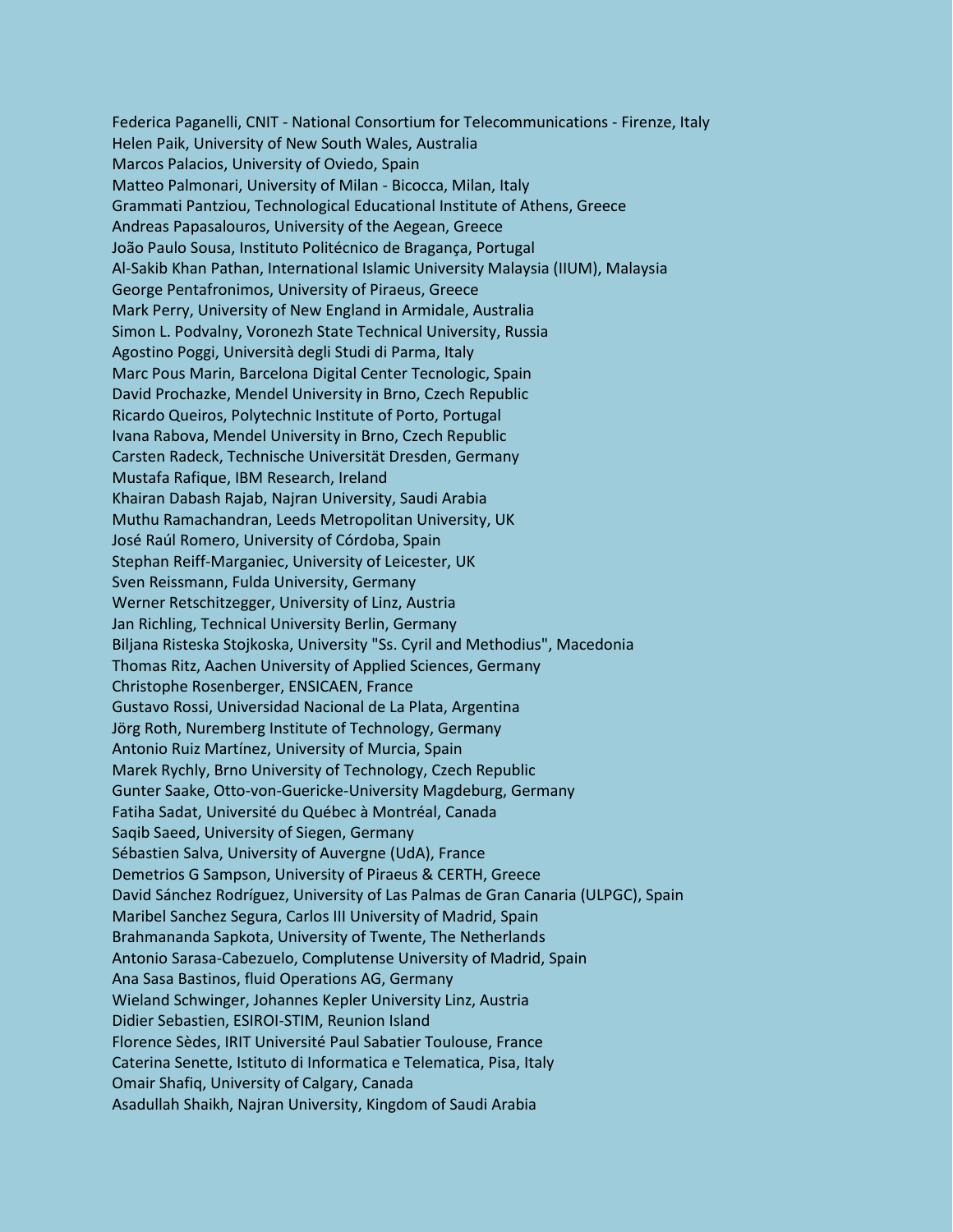Federica Paganelli, CNIT - National Consortium for Telecommunications - Firenze, Italy
Helen Paik, University of New South Wales, Australia
Marcos Palacios, University of Oviedo, Spain
Matteo Palmonari, University of Milan - Bicocca, Milan, Italy
Grammati Pantziou, Technological Educational Institute of Athens, Greece
Andreas Papasalouros, University of the Aegean, Greece
João Paulo Sousa, Instituto Politécnico de Bragança, Portugal
Al-Sakib Khan Pathan, International Islamic University Malaysia (IIUM), Malaysia
George Pentafronimos, University of Piraeus, Greece
Mark Perry, University of New England in Armidale, Australia
Simon L. Podvalny, Voronezh State Technical University, Russia
Agostino Poggi, Università degli Studi di Parma, Italy
Marc Pous Marin, Barcelona Digital Center Tecnologic, Spain
David Prochazke, Mendel University in Brno, Czech Republic
Ricardo Queiros, Polytechnic Institute of Porto, Portugal
Ivana Rabova, Mendel University in Brno, Czech Republic
Carsten Radeck, Technische Universität Dresden, Germany
Mustafa Rafique, IBM Research, Ireland
Khairan Dabash Rajab, Najran University, Saudi Arabia
Muthu Ramachandran, Leeds Metropolitan University, UK
José Raúl Romero, University of Córdoba, Spain
Stephan Reiff-Marganiec, University of Leicester, UK
Sven Reissmann, Fulda University, Germany
Werner Retschitzegger, University of Linz, Austria
Jan Richling, Technical University Berlin, Germany
Biljana Risteska Stojkoska, University "Ss. Cyril and Methodius", Macedonia
Thomas Ritz, Aachen University of Applied Sciences, Germany
Christophe Rosenberger, ENSICAEN, France
Gustavo Rossi, Universidad Nacional de La Plata, Argentina
Jörg Roth, Nuremberg Institute of Technology, Germany
Antonio Ruiz Martínez, University of Murcia, Spain
Marek Rychly, Brno University of Technology, Czech Republic
Gunter Saake, Otto-von-Guericke-University Magdeburg, Germany
Fatiha Sadat, Université du Québec à Montréal, Canada
Saqib Saeed, University of Siegen, Germany
Sébastien Salva, University of Auvergne (UdA), France
Demetrios G Sampson, University of Piraeus & CERTH, Greece
David Sánchez Rodríguez, University of Las Palmas de Gran Canaria (ULPGC), Spain
Maribel Sanchez Segura, Carlos III University of Madrid, Spain
Brahmananda Sapkota, University of Twente, The Netherlands
Antonio Sarasa-Cabezuelo, Complutense University of Madrid, Spain
Ana Sasa Bastinos, fluid Operations AG, Germany
Wieland Schwinger, Johannes Kepler University Linz, Austria
Didier Sebastien, ESIROI-STIM, Reunion Island
Florence Sèdes, IRIT Université Paul Sabatier Toulouse, France
Caterina Senette, Istituto di Informatica e Telematica, Pisa, Italy
Omair Shafiq, University of Calgary, Canada
Asadullah Shaikh, Najran University, Kingdom of Saudi Arabia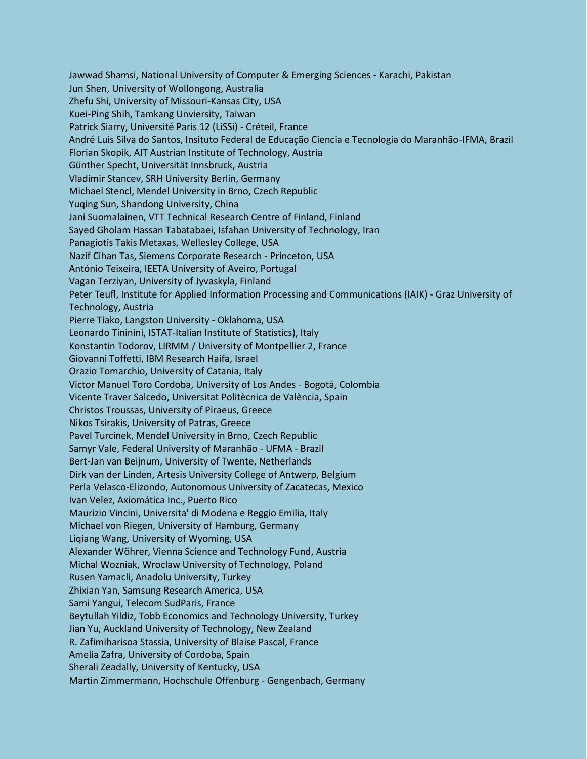Jawwad Shamsi, National University of Computer & Emerging Sciences - Karachi, Pakistan
Jun Shen, University of Wollongong, Australia
Zhefu Shi, University of Missouri-Kansas City, USA
Kuei-Ping Shih, Tamkang Unviersity, Taiwan
Patrick Siarry, Université Paris 12 (LiSSi) - Créteil, France
André Luis Silva do Santos, Insituto Federal de Educação Ciencia e Tecnologia do Maranhão-IFMA, Brazil
Florian Skopik, AIT Austrian Institute of Technology, Austria
Günther Specht, Universität Innsbruck, Austria
Vladimir Stancev, SRH University Berlin, Germany
Michael Stencl, Mendel University in Brno, Czech Republic
Yuqing Sun, Shandong University, China
Jani Suomalainen, VTT Technical Research Centre of Finland, Finland
Sayed Gholam Hassan Tabatabaei, Isfahan University of Technology, Iran
Panagiotis Takis Metaxas, Wellesley College, USA
Nazif Cihan Tas, Siemens Corporate Research - Princeton, USA
António Teixeira, IEETA University of Aveiro, Portugal
Vagan Terziyan, University of Jyvaskyla, Finland
Peter Teufl, Institute for Applied Information Processing and Communications (IAIK) - Graz University of Technology, Austria
Pierre Tiako, Langston University - Oklahoma, USA
Leonardo Tininini, ISTAT-Italian Institute of Statistics), Italy
Konstantin Todorov, LIRMM / University of Montpellier 2, France
Giovanni Toffetti, IBM Research Haifa, Israel
Orazio Tomarchio, University of Catania, Italy
Victor Manuel Toro Cordoba, University of Los Andes - Bogotá, Colombia
Vicente Traver Salcedo, Universitat Politècnica de València, Spain
Christos Troussas, University of Piraeus, Greece
Nikos Tsirakis, University of Patras, Greece
Pavel Turcinek, Mendel University in Brno, Czech Republic
Samyr Vale, Federal University of Maranhão - UFMA - Brazil
Bert-Jan van Beijnum, University of Twente, Netherlands
Dirk van der Linden, Artesis University College of Antwerp, Belgium
Perla Velasco-Elizondo, Autonomous University of Zacatecas, Mexico
Ivan Velez, Axiomática Inc., Puerto Rico
Maurizio Vincini, Universita' di Modena e Reggio Emilia, Italy
Michael von Riegen, University of Hamburg, Germany
Liqiang Wang, University of Wyoming, USA
Alexander Wöhrer, Vienna Science and Technology Fund, Austria
Michal Wozniak, Wroclaw University of Technology, Poland
Rusen Yamacli, Anadolu University, Turkey
Zhixian Yan, Samsung Research America, USA
Sami Yangui, Telecom SudParis, France
Beytullah Yildiz, Tobb Economics and Technology University, Turkey
Jian Yu, Auckland University of Technology, New Zealand
R. Zafimiharisoa Stassia, University of Blaise Pascal, France
Amelia Zafra, University of Cordoba, Spain
Sherali Zeadally, University of Kentucky, USA
Martin Zimmermann, Hochschule Offenburg - Gengenbach, Germany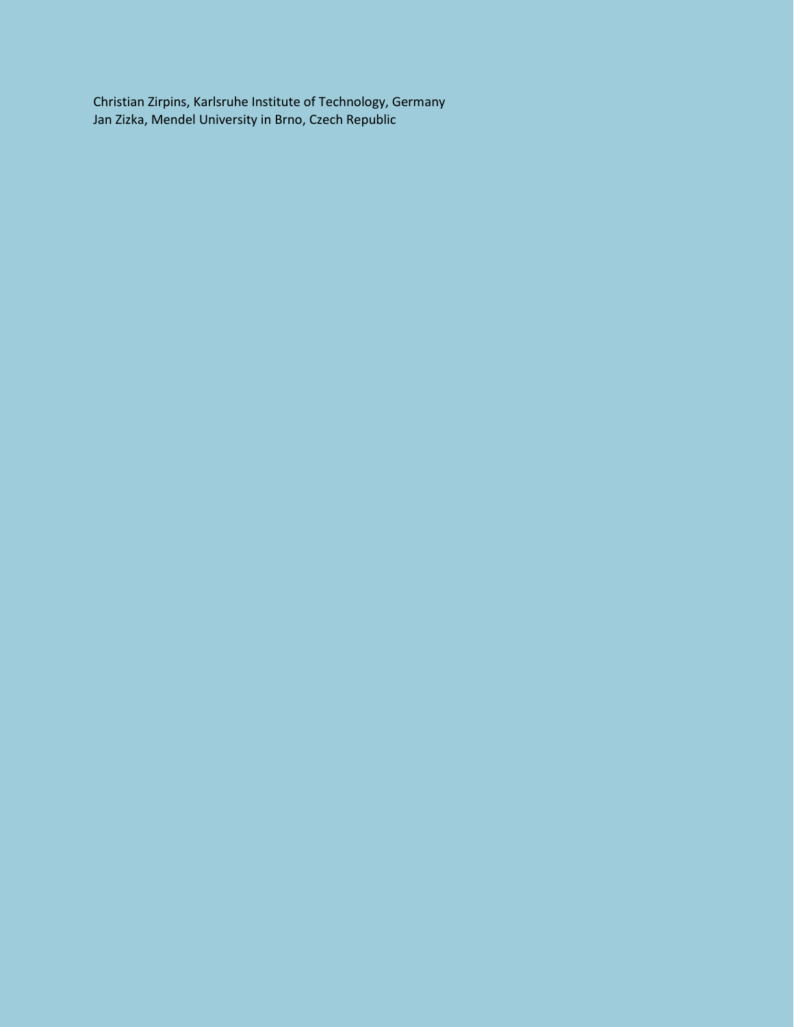Christian Zirpins, Karlsruhe Institute of Technology, Germany
Jan Zizka, Mendel University in Brno, Czech Republic